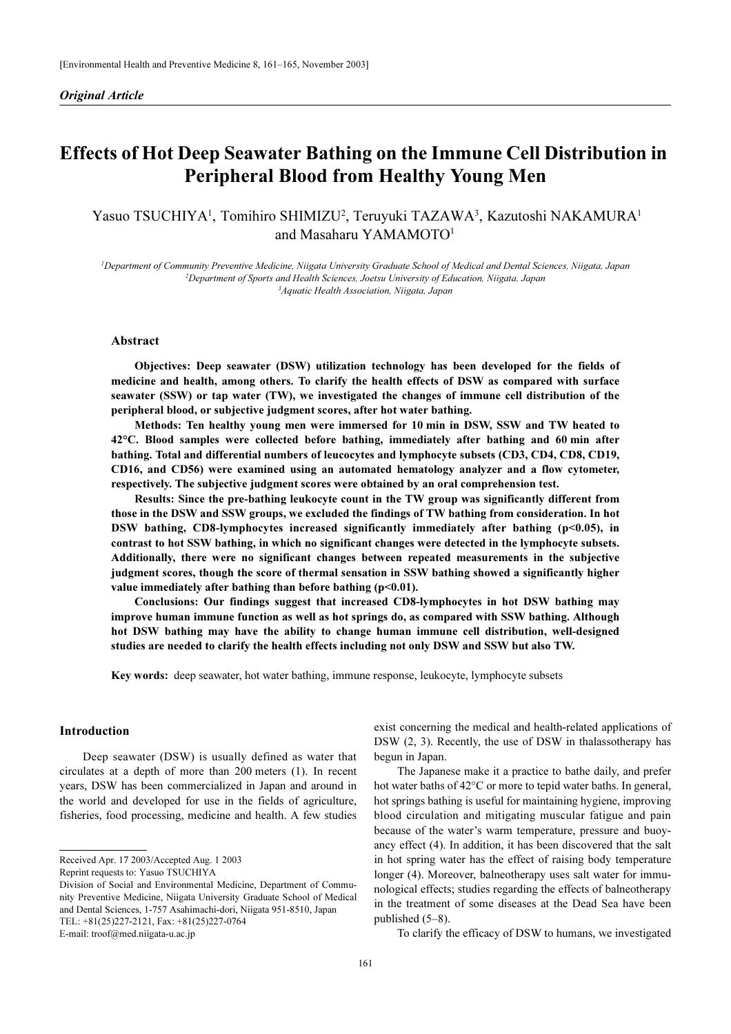*Original Article*

# Effects of Hot Deep Seawater Bathing on the Immune Cell Distribution in Peripheral Blood from Healthy Young Men

Yasuo TSUCHIYA[1], Tomihiro SHIMIZU[2], Teruyuki TAZAWA[3], Kazutoshi NAKAMURA[1] and Masaharu YAMAMOTO[1]

[1]*Department of Community Preventive Medicine, Niigata University Graduate School of Medical and Dental Sciences, Niigata, Japan*
[2]*Department of Sports and Health Sciences, Joetsu University of Education, Niigata, Japan*
[3]*Aquatic Health Association, Niigata, Japan*

## Abstract

**Objectives: Deep seawater (DSW) utilization technology has been developed for the fields of medicine and health, among others. To clarify the health effects of DSW as compared with surface seawater (SSW) or tap water (TW), we investigated the changes of immune cell distribution of the peripheral blood, or subjective judgment scores, after hot water bathing.**

**Methods: Ten healthy young men were immersed for 10 min in DSW, SSW and TW heated to 42°C. Blood samples were collected before bathing, immediately after bathing and 60 min after bathing. Total and differential numbers of leucocytes and lymphocyte subsets (CD3, CD4, CD8, CD19, CD16, and CD56) were examined using an automated hematology analyzer and a flow cytometer, respectively. The subjective judgment scores were obtained by an oral comprehension test.**

**Results: Since the pre-bathing leukocyte count in the TW group was significantly different from those in the DSW and SSW groups, we excluded the findings of TW bathing from consideration. In hot DSW bathing, CD8-lymphocytes increased significantly immediately after bathing ($p<0.05$), in contrast to hot SSW bathing, in which no significant changes were detected in the lymphocyte subsets. Additionally, there were no significant changes between repeated measurements in the subjective judgment scores, though the score of thermal sensation in SSW bathing showed a significantly higher value immediately after bathing than before bathing ($p<0.01$).**

**Conclusions: Our findings suggest that increased CD8-lymphocytes in hot DSW bathing may improve human immune function as well as hot springs do, as compared with SSW bathing. Although hot DSW bathing may have the ability to change human immune cell distribution, well-designed studies are needed to clarify the health effects including not only DSW and SSW but also TW.**

**Key words:** deep seawater, hot water bathing, immune response, leukocyte, lymphocyte subsets

## Introduction

Deep seawater (DSW) is usually defined as water that circulates at a depth of more than 200 meters (1). In recent years, DSW has been commercialized in Japan and around in the world and developed for use in the fields of agriculture, fisheries, food processing, medicine and health. A few studies exist concerning the medical and health-related applications of DSW (2, 3). Recently, the use of DSW in thalassotherapy has begun in Japan.

The Japanese make it a practice to bathe daily, and prefer hot water baths of 42°C or more to tepid water baths. In general, hot springs bathing is useful for maintaining hygiene, improving blood circulation and mitigating muscular fatigue and pain because of the water's warm temperature, pressure and buoyancy effect (4). In addition, it has been discovered that the salt in hot spring water has the effect of raising body temperature longer (4). Moreover, balneotherapy uses salt water for immunological effects; studies regarding the effects of balneotherapy in the treatment of some diseases at the Dead Sea have been published (5–8).

To clarify the efficacy of DSW to humans, we investigated

---

Received Apr. 17 2003/Accepted Aug. 1 2003
Reprint requests to: Yasuo TSUCHIYA
Division of Social and Environmental Medicine, Department of Community Preventive Medicine, Niigata University Graduate School of Medical and Dental Sciences, 1-757 Asahimachi-dori, Niigata 951-8510, Japan
TEL: +81(25)227-2121, Fax: +81(25)227-0764
E-mail: troof@med.niigata-u.ac.jp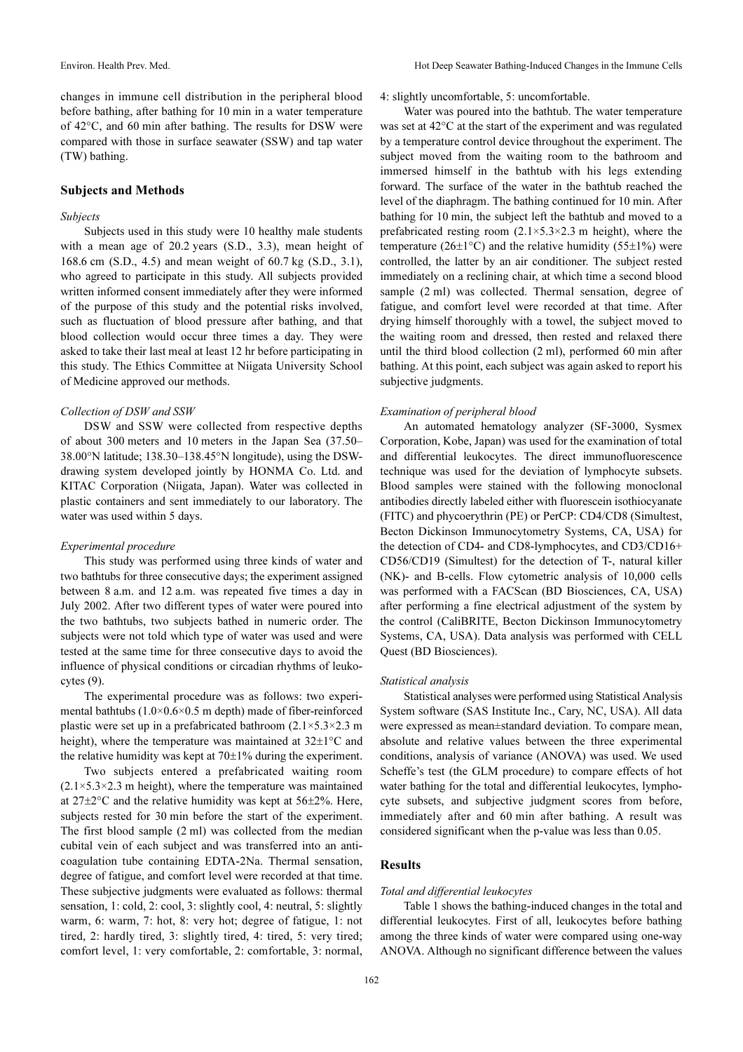changes in immune cell distribution in the peripheral blood before bathing, after bathing for 10 min in a water temperature of 42°C, and 60 min after bathing. The results for DSW were compared with those in surface seawater (SSW) and tap water (TW) bathing.

## Subjects and Methods

### *Subjects*

Subjects used in this study were 10 healthy male students with a mean age of 20.2 years (S.D., 3.3), mean height of 168.6 cm (S.D., 4.5) and mean weight of 60.7 kg (S.D., 3.1), who agreed to participate in this study. All subjects provided written informed consent immediately after they were informed of the purpose of this study and the potential risks involved, such as fluctuation of blood pressure after bathing, and that blood collection would occur three times a day. They were asked to take their last meal at least 12 hr before participating in this study. The Ethics Committee at Niigata University School of Medicine approved our methods.

### *Collection of DSW and SSW*

DSW and SSW were collected from respective depths of about 300 meters and 10 meters in the Japan Sea (37.50–38.00°N latitude; 138.30–138.45°N longitude), using the DSW-drawing system developed jointly by HONMA Co. Ltd. and KITAC Corporation (Niigata, Japan). Water was collected in plastic containers and sent immediately to our laboratory. The water was used within 5 days.

### *Experimental procedure*

This study was performed using three kinds of water and two bathtubs for three consecutive days; the experiment assigned between 8 a.m. and 12 a.m. was repeated five times a day in July 2002. After two different types of water were poured into the two bathtubs, two subjects bathed in numeric order. The subjects were not told which type of water was used and were tested at the same time for three consecutive days to avoid the influence of physical conditions or circadian rhythms of leukocytes (9).

The experimental procedure was as follows: two experimental bathtubs (1.0×0.6×0.5 m depth) made of fiber-reinforced plastic were set up in a prefabricated bathroom (2.1×5.3×2.3 m height), where the temperature was maintained at 32±1°C and the relative humidity was kept at 70±1% during the experiment.

Two subjects entered a prefabricated waiting room (2.1×5.3×2.3 m height), where the temperature was maintained at 27±2°C and the relative humidity was kept at 56±2%. Here, subjects rested for 30 min before the start of the experiment. The first blood sample (2 ml) was collected from the median cubital vein of each subject and was transferred into an anti-coagulation tube containing EDTA-2Na. Thermal sensation, degree of fatigue, and comfort level were recorded at that time. These subjective judgments were evaluated as follows: thermal sensation, 1: cold, 2: cool, 3: slightly cool, 4: neutral, 5: slightly warm, 6: warm, 7: hot, 8: very hot; degree of fatigue, 1: not tired, 2: hardly tired, 3: slightly tired, 4: tired, 5: very tired; comfort level, 1: very comfortable, 2: comfortable, 3: normal, 4: slightly uncomfortable, 5: uncomfortable.

Water was poured into the bathtub. The water temperature was set at 42°C at the start of the experiment and was regulated by a temperature control device throughout the experiment. The subject moved from the waiting room to the bathroom and immersed himself in the bathtub with his legs extending forward. The surface of the water in the bathtub reached the level of the diaphragm. The bathing continued for 10 min. After bathing for 10 min, the subject left the bathtub and moved to a prefabricated resting room (2.1×5.3×2.3 m height), where the temperature (26±1°C) and the relative humidity (55±1%) were controlled, the latter by an air conditioner. The subject rested immediately on a reclining chair, at which time a second blood sample (2 ml) was collected. Thermal sensation, degree of fatigue, and comfort level were recorded at that time. After drying himself thoroughly with a towel, the subject moved to the waiting room and dressed, then rested and relaxed there until the third blood collection (2 ml), performed 60 min after bathing. At this point, each subject was again asked to report his subjective judgments.

### *Examination of peripheral blood*

An automated hematology analyzer (SF-3000, Sysmex Corporation, Kobe, Japan) was used for the examination of total and differential leukocytes. The direct immunofluorescence technique was used for the deviation of lymphocyte subsets. Blood samples were stained with the following monoclonal antibodies directly labeled either with fluorescein isothiocyanate (FITC) and phycoerythrin (PE) or PerCP: CD4/CD8 (Simultest, Becton Dickinson Immunocytometry Systems, CA, USA) for the detection of CD4- and CD8-lymphocytes, and CD3/CD16+CD56/CD19 (Simultest) for the detection of T-, natural killer (NK)- and B-cells. Flow cytometric analysis of 10,000 cells was performed with a FACScan (BD Biosciences, CA, USA) after performing a fine electrical adjustment of the system by the control (CaliBRITE, Becton Dickinson Immunocytometry Systems, CA, USA). Data analysis was performed with CELL Quest (BD Biosciences).

### *Statistical analysis*

Statistical analyses were performed using Statistical Analysis System software (SAS Institute Inc., Cary, NC, USA). All data were expressed as mean±standard deviation. To compare mean, absolute and relative values between the three experimental conditions, analysis of variance (ANOVA) was used. We used Scheffe's test (the GLM procedure) to compare effects of hot water bathing for the total and differential leukocytes, lymphocyte subsets, and subjective judgment scores from before, immediately after and 60 min after bathing. A result was considered significant when the p-value was less than 0.05.

## Results

### *Total and differential leukocytes*

Table 1 shows the bathing-induced changes in the total and differential leukocytes. First of all, leukocytes before bathing among the three kinds of water were compared using one-way ANOVA. Although no significant difference between the values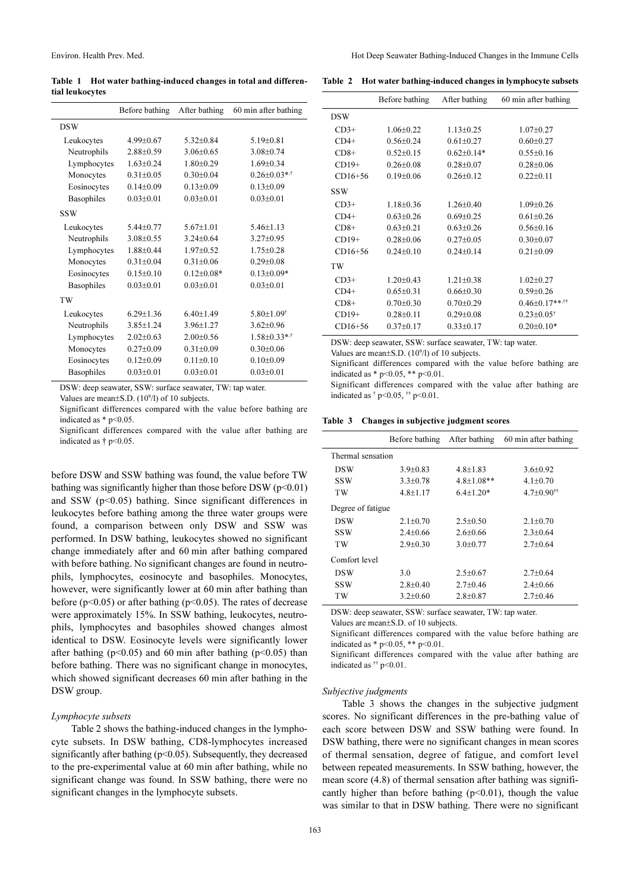**Table 1 Hot water bathing-induced changes in total and differential leukocytes**

| | Before bathing | After bathing | 60 min after bathing |
|---|---|---|---|
| DSW | | | |
| Leukocytes | 4.99±0.67 | 5.32±0.84 | 5.19±0.81 |
| Neutrophils | 2.88±0.59 | 3.06±0.65 | 3.08±0.74 |
| Lymphocytes | 1.63±0.24 | 1.80±0.29 | 1.69±0.34 |
| Monocytes | 0.31±0.05 | 0.30±0.04 | 0.26±0.03*,† |
| Eosinocytes | 0.14±0.09 | 0.13±0.09 | 0.13±0.09 |
| Basophiles | 0.03±0.01 | 0.03±0.01 | 0.03±0.01 |
| SSW | | | |
| Leukocytes | 5.44±0.77 | 5.67±1.01 | 5.46±1.13 |
| Neutrophils | 3.08±0.55 | 3.24±0.64 | 3.27±0.95 |
| Lymphocytes | 1.88±0.44 | 1.97±0.52 | 1.75±0.28 |
| Monocytes | 0.31±0.04 | 0.31±0.06 | 0.29±0.08 |
| Eosinocytes | 0.15±0.10 | 0.12±0.08* | 0.13±0.09* |
| Basophiles | 0.03±0.01 | 0.03±0.01 | 0.03±0.01 |
| TW | | | |
| Leukocytes | 6.29±1.36 | 6.40±1.49 | 5.80±1.09† |
| Neutrophils | 3.85±1.24 | 3.96±1.27 | 3.62±0.96 |
| Lymphocytes | 2.02±0.63 | 2.00±0.56 | 1.58±0.33*,† |
| Monocytes | 0.27±0.09 | 0.31±0.09 | 0.30±0.06 |
| Eosinocytes | 0.12±0.09 | 0.11±0.10 | 0.10±0.09 |
| Basophiles | 0.03±0.01 | 0.03±0.01 | 0.03±0.01 |

DSW: deep seawater, SSW: surface seawater, TW: tap water.
Values are mean±S.D. ($10^9$/l) of 10 subjects.
Significant differences compared with the value before bathing are indicated as * $p<0.05$.
Significant differences compared with the value after bathing are indicated as † $p<0.05$.

before DSW and SSW bathing was found, the value before TW bathing was significantly higher than those before DSW ($p<0.01$) and SSW ($p<0.05$) bathing. Since significant differences in leukocytes before bathing among the three water groups were found, a comparison between only DSW and SSW was performed. In DSW bathing, leukocytes showed no significant change immediately after and 60 min after bathing compared with before bathing. No significant changes are found in neutrophils, lymphocytes, eosinocyte and basophiles. Monocytes, however, were significantly lower at 60 min after bathing than before ($p<0.05$) or after bathing ($p<0.05$). The rates of decrease were approximately 15%. In SSW bathing, leukocytes, neutrophils, lymphocytes and basophiles showed changes almost identical to DSW. Eosinocyte levels were significantly lower after bathing ($p<0.05$) and 60 min after bathing ($p<0.05$) than before bathing. There was no significant change in monocytes, which showed significant decreases 60 min after bathing in the DSW group.

*Lymphocyte subsets*

Table 2 shows the bathing-induced changes in the lymphocyte subsets. In DSW bathing, CD8-lymphocytes increased significantly after bathing ($p<0.05$). Subsequently, they decreased to the pre-experimental value at 60 min after bathing, while no significant change was found. In SSW bathing, there were no significant changes in the lymphocyte subsets.

**Table 2 Hot water bathing-induced changes in lymphocyte subsets**

| | Before bathing | After bathing | 60 min after bathing |
|---|---|---|---|
| DSW | | | |
| CD3+ | 1.06±0.22 | 1.13±0.25 | 1.07±0.27 |
| CD4+ | 0.56±0.24 | 0.61±0.27 | 0.60±0.27 |
| CD8+ | 0.52±0.15 | 0.62±0.14* | 0.55±0.16 |
| CD19+ | 0.26±0.08 | 0.28±0.07 | 0.28±0.06 |
| CD16+56 | 0.19±0.06 | 0.26±0.12 | 0.22±0.11 |
| SSW | | | |
| CD3+ | 1.18±0.36 | 1.26±0.40 | 1.09±0.26 |
| CD4+ | 0.63±0.26 | 0.69±0.25 | 0.61±0.26 |
| CD8+ | 0.63±0.21 | 0.63±0.26 | 0.56±0.16 |
| CD19+ | 0.28±0.06 | 0.27±0.05 | 0.30±0.07 |
| CD16+56 | 0.24±0.10 | 0.24±0.14 | 0.21±0.09 |
| TW | | | |
| CD3+ | 1.20±0.43 | 1.21±0.38 | 1.02±0.27 |
| CD4+ | 0.65±0.31 | 0.66±0.30 | 0.59±0.26 |
| CD8+ | 0.70±0.30 | 0.70±0.29 | 0.46±0.17**,†† |
| CD19+ | 0.28±0.11 | 0.29±0.08 | 0.23±0.05† |
| CD16+56 | 0.37±0.17 | 0.33±0.17 | 0.20±0.10* |

DSW: deep seawater, SSW: surface seawater, TW: tap water.
Values are mean±S.D. ($10^9$/l) of 10 subjects.
Significant differences compared with the value before bathing are indicated as * $p<0.05$, ** $p<0.01$.
Significant differences compared with the value after bathing are indicated as † $p<0.05$, †† $p<0.01$.

**Table 3 Changes in subjective judgment scores**

| | Before bathing | After bathing | 60 min after bathing |
|---|---|---|---|
| Thermal sensation | | | |
| DSW | 3.9±0.83 | 4.8±1.83 | 3.6±0.92 |
| SSW | 3.3±0.78 | 4.8±1.08** | 4.1±0.70 |
| TW | 4.8±1.17 | 6.4±1.20* | 4.7±0.90†† |
| Degree of fatigue | | | |
| DSW | 2.1±0.70 | 2.5±0.50 | 2.1±0.70 |
| SSW | 2.4±0.66 | 2.6±0.66 | 2.3±0.64 |
| TW | 2.9±0.30 | 3.0±0.77 | 2.7±0.64 |
| Comfort level | | | |
| DSW | 3.0 | 2.5±0.67 | 2.7±0.64 |
| SSW | 2.8±0.40 | 2.7±0.46 | 2.4±0.66 |
| TW | 3.2±0.60 | 2.8±0.87 | 2.7±0.46 |

DSW: deep seawater, SSW: surface seawater, TW: tap water.
Values are mean±S.D. of 10 subjects.
Significant differences compared with the value before bathing are indicated as * $p<0.05$, ** $p<0.01$.
Significant differences compared with the value after bathing are indicated as †† $p<0.01$.

*Subjective judgments*

Table 3 shows the changes in the subjective judgment scores. No significant differences in the pre-bathing value of each score between DSW and SSW bathing were found. In DSW bathing, there were no significant changes in mean scores of thermal sensation, degree of fatigue, and comfort level between repeated measurements. In SSW bathing, however, the mean score (4.8) of thermal sensation after bathing was significantly higher than before bathing ($p<0.01$), though the value was similar to that in DSW bathing. There were no significant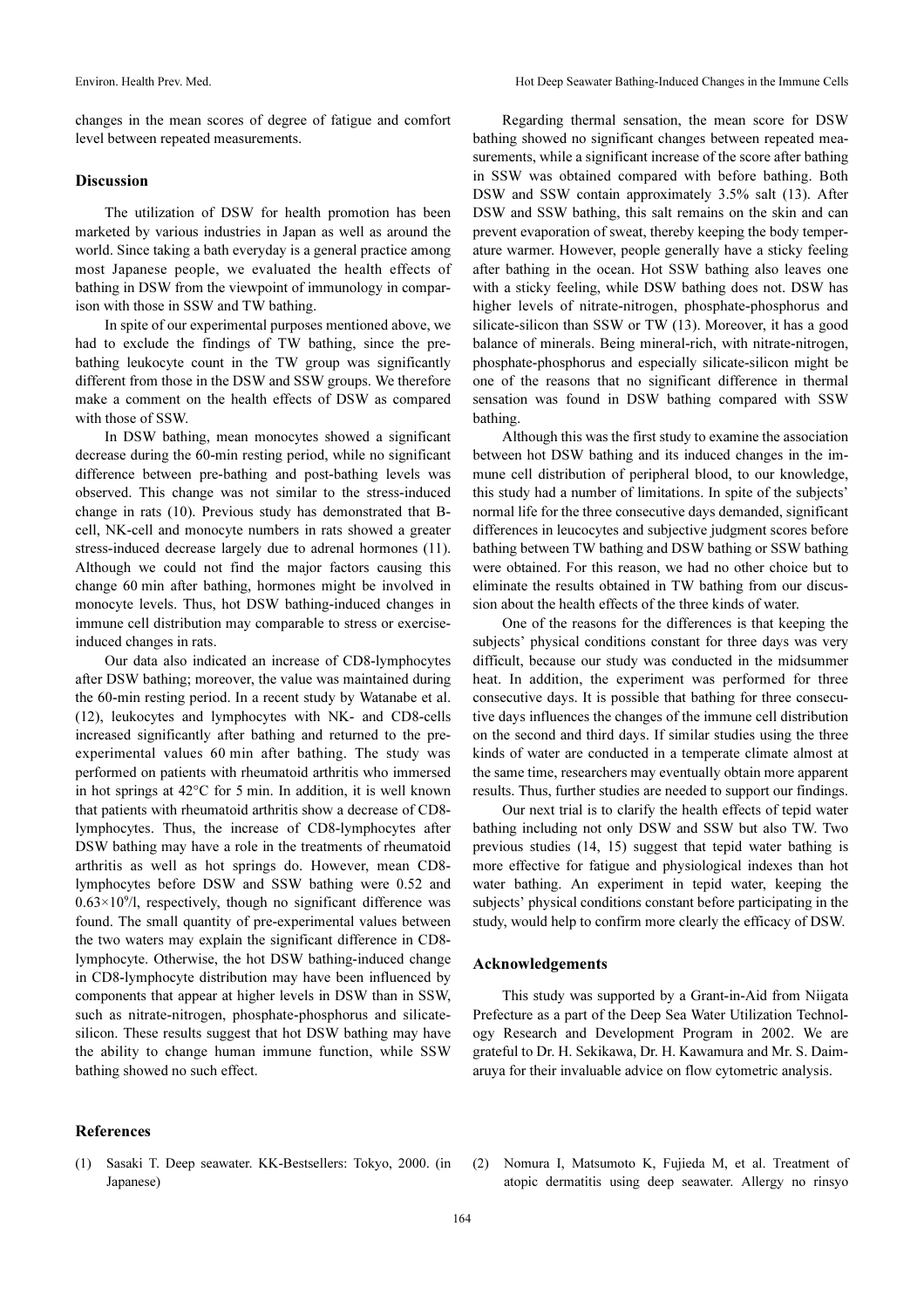changes in the mean scores of degree of fatigue and comfort level between repeated measurements.

## Discussion

The utilization of DSW for health promotion has been marketed by various industries in Japan as well as around the world. Since taking a bath everyday is a general practice among most Japanese people, we evaluated the health effects of bathing in DSW from the viewpoint of immunology in comparison with those in SSW and TW bathing.

In spite of our experimental purposes mentioned above, we had to exclude the findings of TW bathing, since the pre-bathing leukocyte count in the TW group was significantly different from those in the DSW and SSW groups. We therefore make a comment on the health effects of DSW as compared with those of SSW.

In DSW bathing, mean monocytes showed a significant decrease during the 60-min resting period, while no significant difference between pre-bathing and post-bathing levels was observed. This change was not similar to the stress-induced change in rats (10). Previous study has demonstrated that B-cell, NK-cell and monocyte numbers in rats showed a greater stress-induced decrease largely due to adrenal hormones (11). Although we could not find the major factors causing this change 60 min after bathing, hormones might be involved in monocyte levels. Thus, hot DSW bathing-induced changes in immune cell distribution may comparable to stress or exercise-induced changes in rats.

Our data also indicated an increase of CD8-lymphocytes after DSW bathing; moreover, the value was maintained during the 60-min resting period. In a recent study by Watanabe et al. (12), leukocytes and lymphocytes with NK- and CD8-cells increased significantly after bathing and returned to the pre-experimental values 60 min after bathing. The study was performed on patients with rheumatoid arthritis who immersed in hot springs at 42°C for 5 min. In addition, it is well known that patients with rheumatoid arthritis show a decrease of CD8-lymphocytes. Thus, the increase of CD8-lymphocytes after DSW bathing may have a role in the treatments of rheumatoid arthritis as well as hot springs do. However, mean CD8-lymphocytes before DSW and SSW bathing were 0.52 and $0.63\times10^9$/l, respectively, though no significant difference was found. The small quantity of pre-experimental values between the two waters may explain the significant difference in CD8-lymphocyte. Otherwise, the hot DSW bathing-induced change in CD8-lymphocyte distribution may have been influenced by components that appear at higher levels in DSW than in SSW, such as nitrate-nitrogen, phosphate-phosphorus and silicate-silicon. These results suggest that hot DSW bathing may have the ability to change human immune function, while SSW bathing showed no such effect.

Regarding thermal sensation, the mean score for DSW bathing showed no significant changes between repeated measurements, while a significant increase of the score after bathing in SSW was obtained compared with before bathing. Both DSW and SSW contain approximately 3.5% salt (13). After DSW and SSW bathing, this salt remains on the skin and can prevent evaporation of sweat, thereby keeping the body temperature warmer. However, people generally have a sticky feeling after bathing in the ocean. Hot SSW bathing also leaves one with a sticky feeling, while DSW bathing does not. DSW has higher levels of nitrate-nitrogen, phosphate-phosphorus and silicate-silicon than SSW or TW (13). Moreover, it has a good balance of minerals. Being mineral-rich, with nitrate-nitrogen, phosphate-phosphorus and especially silicate-silicon might be one of the reasons that no significant difference in thermal sensation was found in DSW bathing compared with SSW bathing.

Although this was the first study to examine the association between hot DSW bathing and its induced changes in the immune cell distribution of peripheral blood, to our knowledge, this study had a number of limitations. In spite of the subjects' normal life for the three consecutive days demanded, significant differences in leucocytes and subjective judgment scores before bathing between TW bathing and DSW bathing or SSW bathing were obtained. For this reason, we had no other choice but to eliminate the results obtained in TW bathing from our discussion about the health effects of the three kinds of water.

One of the reasons for the differences is that keeping the subjects' physical conditions constant for three days was very difficult, because our study was conducted in the midsummer heat. In addition, the experiment was performed for three consecutive days. It is possible that bathing for three consecutive days influences the changes of the immune cell distribution on the second and third days. If similar studies using the three kinds of water are conducted in a temperate climate almost at the same time, researchers may eventually obtain more apparent results. Thus, further studies are needed to support our findings.

Our next trial is to clarify the health effects of tepid water bathing including not only DSW and SSW but also TW. Two previous studies (14, 15) suggest that tepid water bathing is more effective for fatigue and physiological indexes than hot water bathing. An experiment in tepid water, keeping the subjects' physical conditions constant before participating in the study, would help to confirm more clearly the efficacy of DSW.

## Acknowledgements

This study was supported by a Grant-in-Aid from Niigata Prefecture as a part of the Deep Sea Water Utilization Technology Research and Development Program in 2002. We are grateful to Dr. H. Sekikawa, Dr. H. Kawamura and Mr. S. Daimaruya for their invaluable advice on flow cytometric analysis.

## References

(1) Sasaki T. Deep seawater. KK-Bestsellers: Tokyo, 2000. (in Japanese)

(2) Nomura I, Matsumoto K, Fujieda M, et al. Treatment of atopic dermatitis using deep seawater. Allergy no rinsyo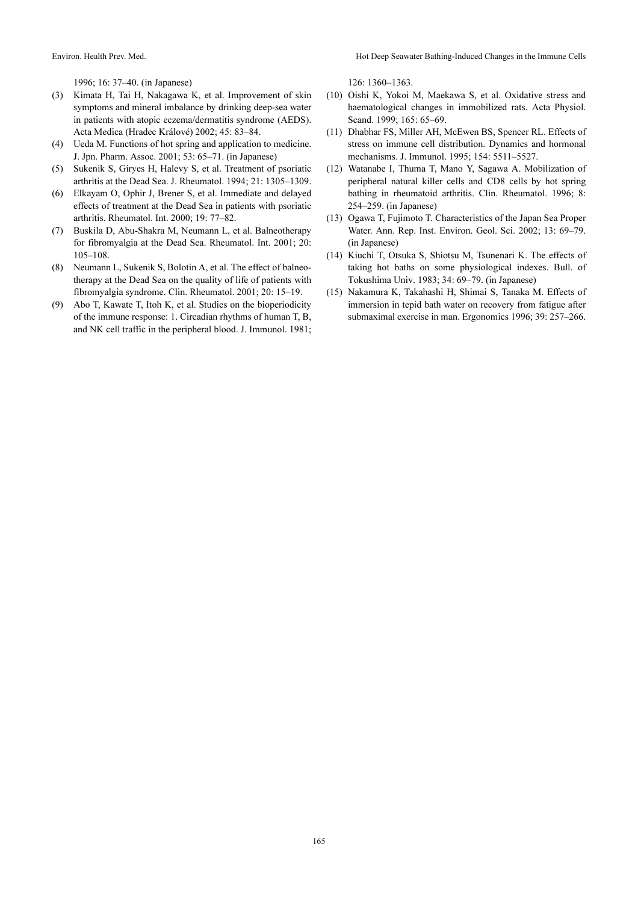1996; 16: 37–40. (in Japanese)

(3) Kimata H, Tai H, Nakagawa K, et al. Improvement of skin symptoms and mineral imbalance by drinking deep-sea water in patients with atopic eczema/dermatitis syndrome (AEDS). Acta Medica (Hradec Králové) 2002; 45: 83–84.

(4) Ueda M. Functions of hot spring and application to medicine. J. Jpn. Pharm. Assoc. 2001; 53: 65–71. (in Japanese)

(5) Sukenik S, Giryes H, Halevy S, et al. Treatment of psoriatic arthritis at the Dead Sea. J. Rheumatol. 1994; 21: 1305–1309.

(6) Elkayam O, Ophir J, Brener S, et al. Immediate and delayed effects of treatment at the Dead Sea in patients with psoriatic arthritis. Rheumatol. Int. 2000; 19: 77–82.

(7) Buskila D, Abu-Shakra M, Neumann L, et al. Balneotherapy for fibromyalgia at the Dead Sea. Rheumatol. Int. 2001; 20: 105–108.

(8) Neumann L, Sukenik S, Bolotin A, et al. The effect of balneotherapy at the Dead Sea on the quality of life of patients with fibromyalgia syndrome. Clin. Rheumatol. 2001; 20: 15–19.

(9) Abo T, Kawate T, Itoh K, et al. Studies on the bioperiodicity of the immune response: 1. Circadian rhythms of human T, B, and NK cell traffic in the peripheral blood. J. Immunol. 1981; 126: 1360–1363.

(10) Oishi K, Yokoi M, Maekawa S, et al. Oxidative stress and haematological changes in immobilized rats. Acta Physiol. Scand. 1999; 165: 65–69.

(11) Dhabhar FS, Miller AH, McEwen BS, Spencer RL. Effects of stress on immune cell distribution. Dynamics and hormonal mechanisms. J. Immunol. 1995; 154: 5511–5527.

(12) Watanabe I, Thuma T, Mano Y, Sagawa A. Mobilization of peripheral natural killer cells and CD8 cells by hot spring bathing in rheumatoid arthritis. Clin. Rheumatol. 1996; 8: 254–259. (in Japanese)

(13) Ogawa T, Fujimoto T. Characteristics of the Japan Sea Proper Water. Ann. Rep. Inst. Environ. Geol. Sci. 2002; 13: 69–79. (in Japanese)

(14) Kiuchi T, Otsuka S, Shiotsu M, Tsunenari K. The effects of taking hot baths on some physiological indexes. Bull. of Tokushima Univ. 1983; 34: 69–79. (in Japanese)

(15) Nakamura K, Takahashi H, Shimai S, Tanaka M. Effects of immersion in tepid bath water on recovery from fatigue after submaximal exercise in man. Ergonomics 1996; 39: 257–266.